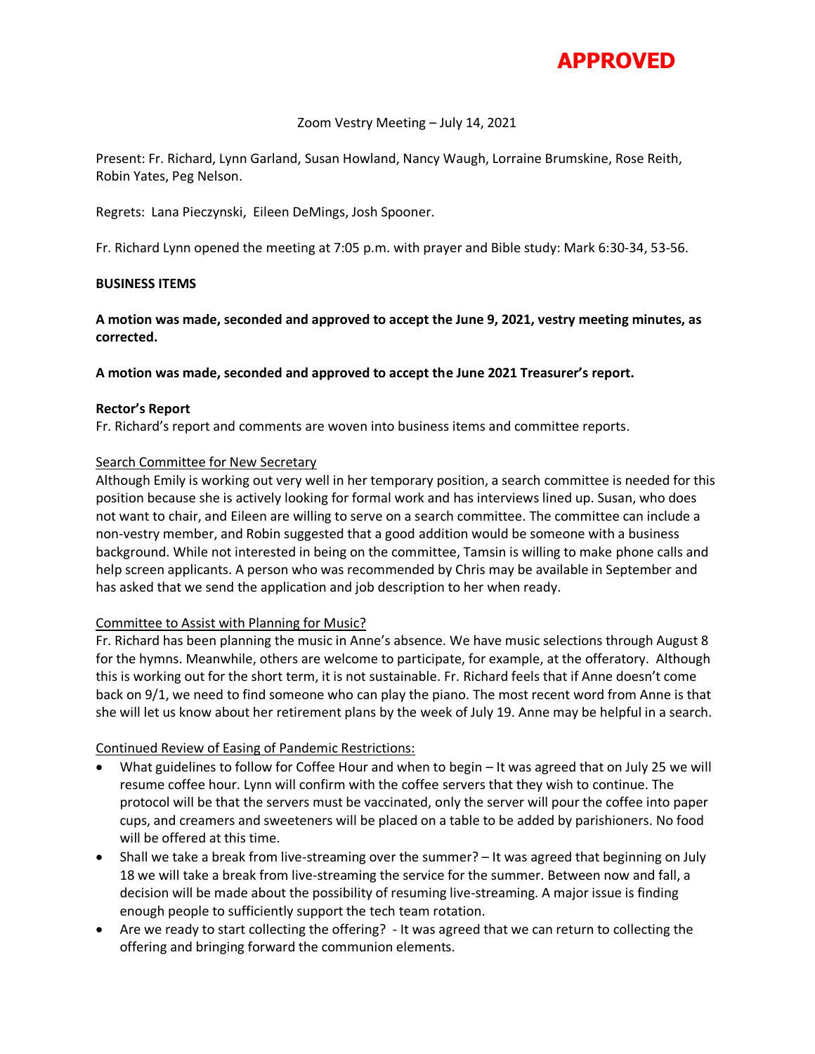**APPROVED**

Zoom Vestry Meeting – July 14, 2021

Present: Fr. Richard, Lynn Garland, Susan Howland, Nancy Waugh, Lorraine Brumskine, Rose Reith, Robin Yates, Peg Nelson.

Regrets: Lana Pieczynski, Eileen DeMings, Josh Spooner.

Fr. Richard Lynn opened the meeting at 7:05 p.m. with prayer and Bible study: Mark 6:30-34, 53-56.

**BUSINESS ITEMS**

**A motion was made, seconded and approved to accept the June 9, 2021, vestry meeting minutes, as corrected.**

**A motion was made, seconded and approved to accept the June 2021 Treasurer's report.**

**Rector's Report**

Fr. Richard's report and comments are woven into business items and committee reports.

Search Committee for New Secretary

Although Emily is working out very well in her temporary position, a search committee is needed for this position because she is actively looking for formal work and has interviews lined up. Susan, who does not want to chair, and Eileen are willing to serve on a search committee. The committee can include a non-vestry member, and Robin suggested that a good addition would be someone with a business background. While not interested in being on the committee, Tamsin is willing to make phone calls and help screen applicants. A person who was recommended by Chris may be available in September and has asked that we send the application and job description to her when ready.

Committee to Assist with Planning for Music?

Fr. Richard has been planning the music in Anne's absence. We have music selections through August 8 for the hymns. Meanwhile, others are welcome to participate, for example, at the offeratory. Although this is working out for the short term, it is not sustainable. Fr. Richard feels that if Anne doesn't come back on 9/1, we need to find someone who can play the piano. The most recent word from Anne is that she will let us know about her retirement plans by the week of July 19. Anne may be helpful in a search.

Continued Review of Easing of Pandemic Restrictions:

- What guidelines to follow for Coffee Hour and when to begin – It was agreed that on July 25 we will resume coffee hour. Lynn will confirm with the coffee servers that they wish to continue. The protocol will be that the servers must be vaccinated, only the server will pour the coffee into paper cups, and creamers and sweeteners will be placed on a table to be added by parishioners. No food will be offered at this time.
- Shall we take a break from live-streaming over the summer? – It was agreed that beginning on July 18 we will take a break from live-streaming the service for the summer. Between now and fall, a decision will be made about the possibility of resuming live-streaming. A major issue is finding enough people to sufficiently support the tech team rotation.
- Are we ready to start collecting the offering? - It was agreed that we can return to collecting the offering and bringing forward the communion elements.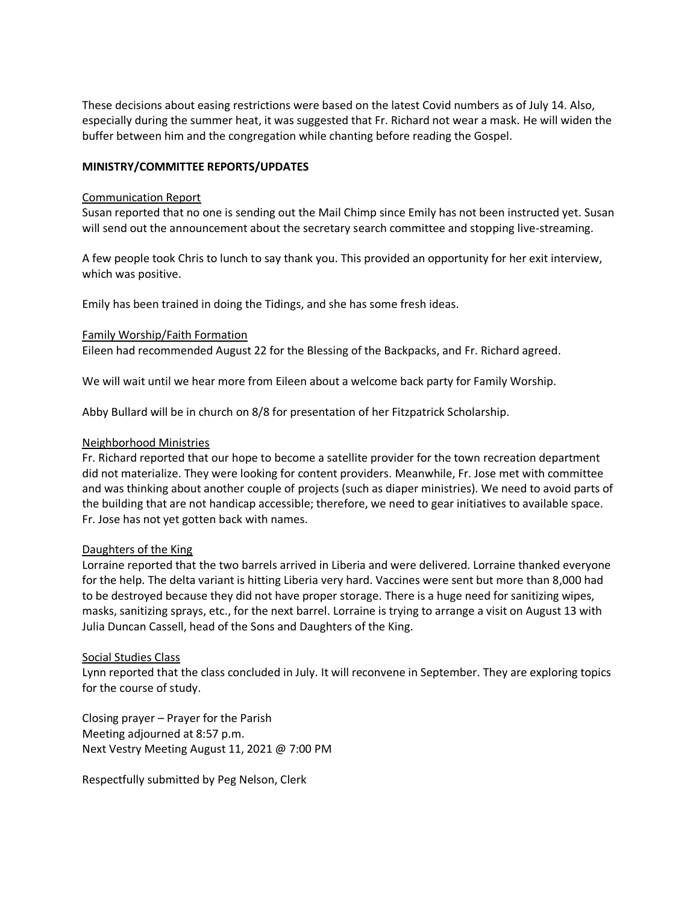These decisions about easing restrictions were based on the latest Covid numbers as of July 14. Also, especially during the summer heat, it was suggested that Fr. Richard not wear a mask. He will widen the buffer between him and the congregation while chanting before reading the Gospel.

**MINISTRY/COMMITTEE REPORTS/UPDATES**

Communication Report

Susan reported that no one is sending out the Mail Chimp since Emily has not been instructed yet. Susan will send out the announcement about the secretary search committee and stopping live-streaming.

A few people took Chris to lunch to say thank you. This provided an opportunity for her exit interview, which was positive.

Emily has been trained in doing the Tidings, and she has some fresh ideas.

Family Worship/Faith Formation

Eileen had recommended August 22 for the Blessing of the Backpacks, and Fr. Richard agreed.

We will wait until we hear more from Eileen about a welcome back party for Family Worship.

Abby Bullard will be in church on 8/8 for presentation of her Fitzpatrick Scholarship.

Neighborhood Ministries

Fr. Richard reported that our hope to become a satellite provider for the town recreation department did not materialize. They were looking for content providers. Meanwhile, Fr. Jose met with committee and was thinking about another couple of projects (such as diaper ministries). We need to avoid parts of the building that are not handicap accessible; therefore, we need to gear initiatives to available space. Fr. Jose has not yet gotten back with names.

Daughters of the King

Lorraine reported that the two barrels arrived in Liberia and were delivered. Lorraine thanked everyone for the help. The delta variant is hitting Liberia very hard. Vaccines were sent but more than 8,000 had to be destroyed because they did not have proper storage. There is a huge need for sanitizing wipes, masks, sanitizing sprays, etc., for the next barrel. Lorraine is trying to arrange a visit on August 13 with Julia Duncan Cassell, head of the Sons and Daughters of the King.

Social Studies Class

Lynn reported that the class concluded in July. It will reconvene in September. They are exploring topics for the course of study.

Closing prayer – Prayer for the Parish
Meeting adjourned at 8:57 p.m.
Next Vestry Meeting August 11, 2021 @ 7:00 PM

Respectfully submitted by Peg Nelson, Clerk